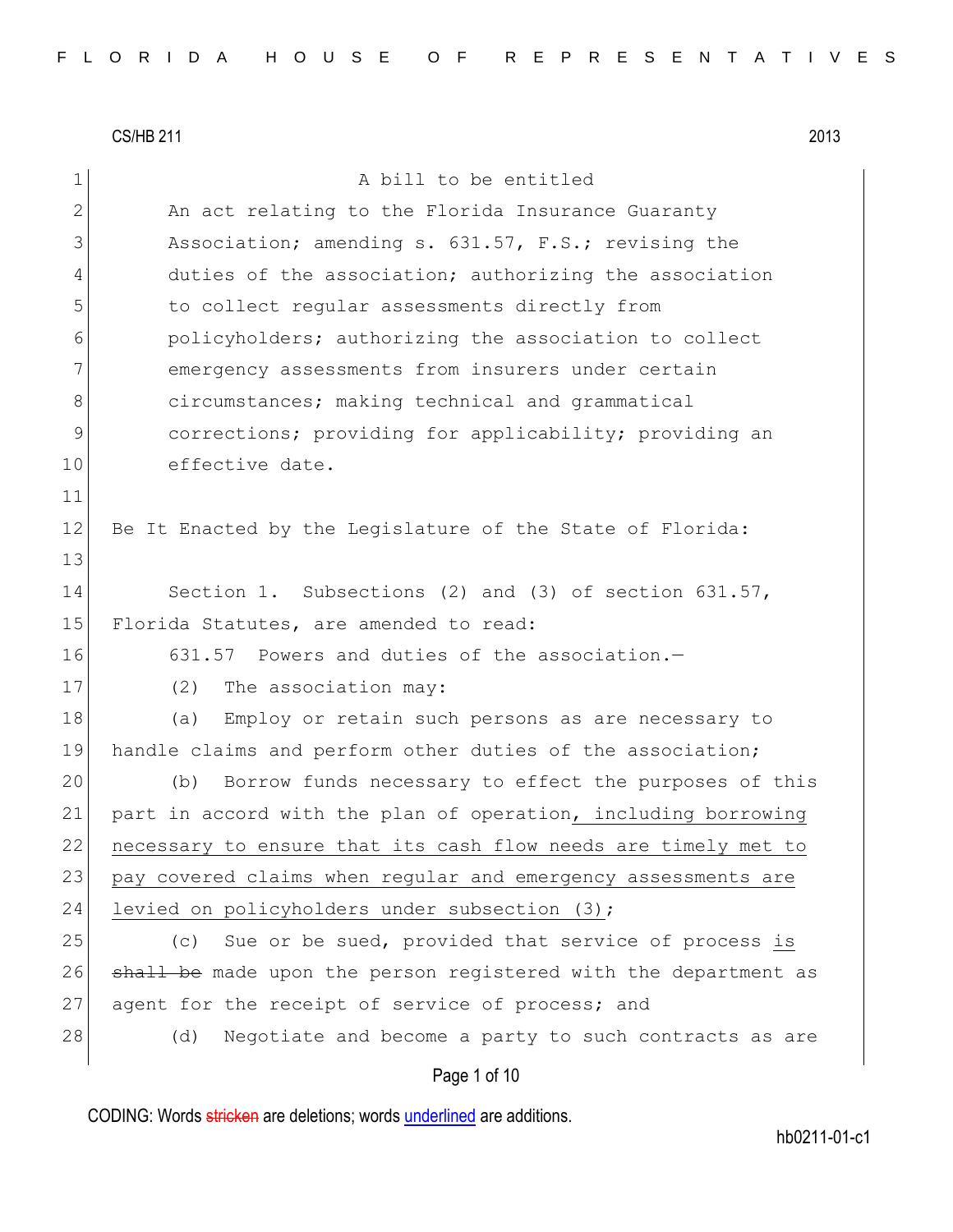CS/HB 211 2013

A bill to be entitled

An act relating to the Florida Insurance Guaranty Association; amending s. 631.57, F.S.; revising the duties of the association; authorizing the association to collect regular assessments directly from policyholders; authorizing the association to collect emergency assessments from insurers under certain circumstances; making technical and grammatical corrections; providing for applicability; providing an effective date.

Be It Enacted by the Legislature of the State of Florida:

Section 1. Subsections (2) and (3) of section 631.57, Florida Statutes, are amended to read:

631.57 Powers and duties of the association.—

(2) The association may:

(a) Employ or retain such persons as are necessary to handle claims and perform other duties of the association;

(b) Borrow funds necessary to effect the purposes of this part in accord with the plan of operation<u>, including borrowing necessary to ensure that its cash flow needs are timely met to pay covered claims when regular and emergency assessments are levied on policyholders under subsection (3)</u>;

(c) Sue or be sued, provided that service of process <u>is</u> ~~shall be~~ made upon the person registered with the department as agent for the receipt of service of process; and

(d) Negotiate and become a party to such contracts as are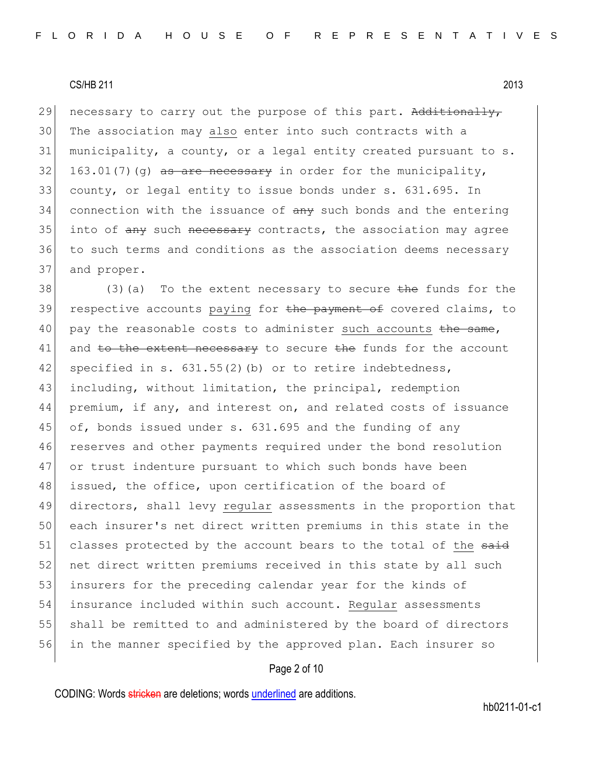necessary to carry out the purpose of this part. ~~Additionally,~~ The association may <u>also</u> enter into such contracts with a municipality, a county, or a legal entity created pursuant to s. 163.01(7)(g) ~~as are necessary~~ in order for the municipality, county, or legal entity to issue bonds under s. 631.695. In connection with the issuance of ~~any~~ such bonds and the entering into of ~~any~~ such ~~necessary~~ contracts, the association may agree to such terms and conditions as the association deems necessary and proper.

(3)(a) To the extent necessary to secure ~~the~~ funds for the respective accounts <u>paying</u> for ~~the payment of~~ covered claims, to pay the reasonable costs to administer <u>such accounts</u> ~~the same~~, and ~~to the extent necessary~~ to secure ~~the~~ funds for the account specified in s. 631.55(2)(b) or to retire indebtedness, including, without limitation, the principal, redemption premium, if any, and interest on, and related costs of issuance of, bonds issued under s. 631.695 and the funding of any reserves and other payments required under the bond resolution or trust indenture pursuant to which such bonds have been issued, the office, upon certification of the board of directors, shall levy <u>regular</u> assessments in the proportion that each insurer's net direct written premiums in this state in the classes protected by the account bears to the total of <u>the</u> ~~said~~ net direct written premiums received in this state by all such insurers for the preceding calendar year for the kinds of insurance included within such account. <u>Regular</u> assessments shall be remitted to and administered by the board of directors in the manner specified by the approved plan. Each insurer so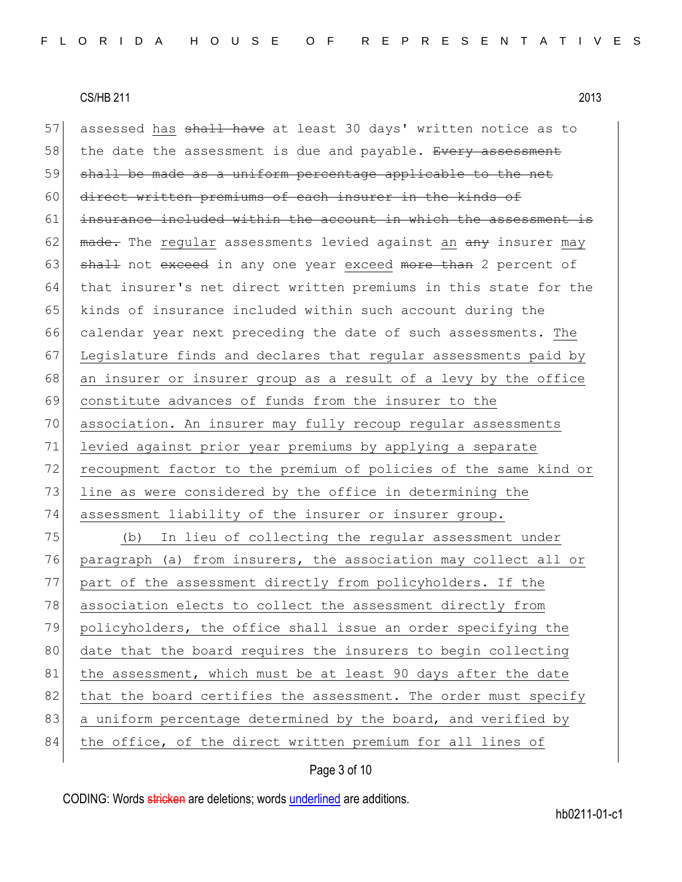57 assessed has ~~shall have~~ at least 30 days' written notice as to
58 the date the assessment is due and payable. ~~Every assessment~~
59 ~~shall be made as a uniform percentage applicable to the net~~
60 ~~direct written premiums of each insurer in the kinds of~~
61 ~~insurance included within the account in which the assessment is~~
62 ~~made.~~ The regular assessments levied against an ~~any~~ insurer may
63 ~~shall~~ not ~~exceed~~ in any one year exceed ~~more than~~ 2 percent of
64 that insurer's net direct written premiums in this state for the
65 kinds of insurance included within such account during the
66 calendar year next preceding the date of such assessments. The
67 Legislature finds and declares that regular assessments paid by
68 an insurer or insurer group as a result of a levy by the office
69 constitute advances of funds from the insurer to the
70 association. An insurer may fully recoup regular assessments
71 levied against prior year premiums by applying a separate
72 recoupment factor to the premium of policies of the same kind or
73 line as were considered by the office in determining the
74 assessment liability of the insurer or insurer group.

75 (b) In lieu of collecting the regular assessment under
76 paragraph (a) from insurers, the association may collect all or
77 part of the assessment directly from policyholders. If the
78 association elects to collect the assessment directly from
79 policyholders, the office shall issue an order specifying the
80 date that the board requires the insurers to begin collecting
81 the assessment, which must be at least 90 days after the date
82 that the board certifies the assessment. The order must specify
83 a uniform percentage determined by the board, and verified by
84 the office, of the direct written premium for all lines of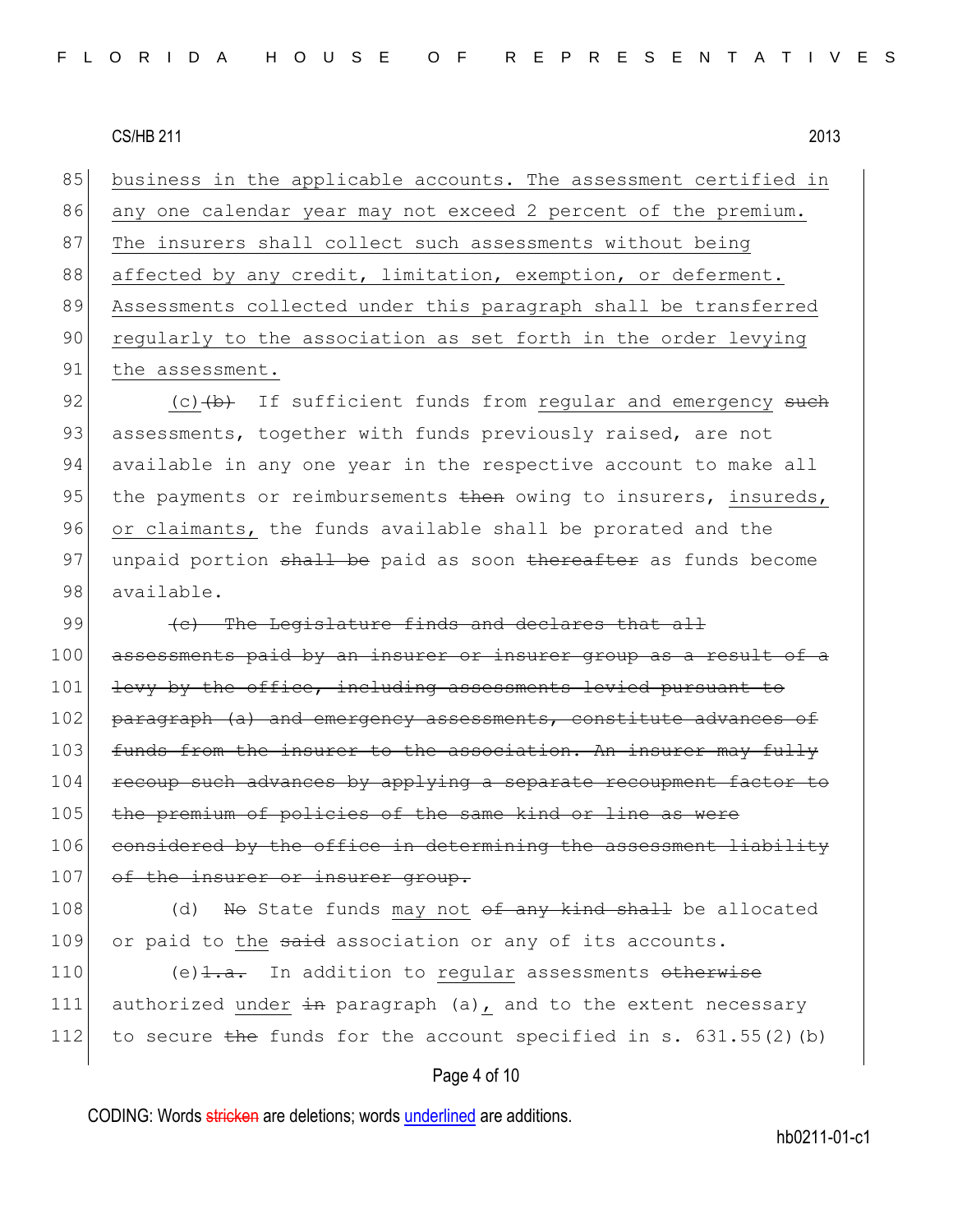85 business in the applicable accounts. The assessment certified in
86 any one calendar year may not exceed 2 percent of the premium.
87 The insurers shall collect such assessments without being
88 affected by any credit, limitation, exemption, or deferment.
89 Assessments collected under this paragraph shall be transferred
90 regularly to the association as set forth in the order levying
91 the assessment.

92 (c) ~~(b)~~ If sufficient funds from regular and emergency ~~such~~
93 assessments, together with funds previously raised, are not
94 available in any one year in the respective account to make all
95 the payments or reimbursements ~~then~~ owing to insurers, insureds,
96 or claimants, the funds available shall be prorated and the
97 unpaid portion ~~shall be~~ paid as soon ~~thereafter~~ as funds become
98 available.

99 ~~(c) The Legislature finds and declares that all~~
100 ~~assessments paid by an insurer or insurer group as a result of a~~
101 ~~levy by the office, including assessments levied pursuant to~~
102 ~~paragraph (a) and emergency assessments, constitute advances of~~
103 ~~funds from the insurer to the association. An insurer may fully~~
104 ~~recoup such advances by applying a separate recoupment factor to~~
105 ~~the premium of policies of the same kind or line as were~~
106 ~~considered by the office in determining the assessment liability~~
107 ~~of the insurer or insurer group.~~

108 (d) ~~No~~ State funds may not ~~of any kind shall~~ be allocated
109 or paid to the ~~said~~ association or any of its accounts.

110 (e) ~~1.a.~~ In addition to regular assessments ~~otherwise~~
111 authorized under ~~in~~ paragraph (a), and to the extent necessary
112 to secure ~~the~~ funds for the account specified in s. 631.55(2)(b)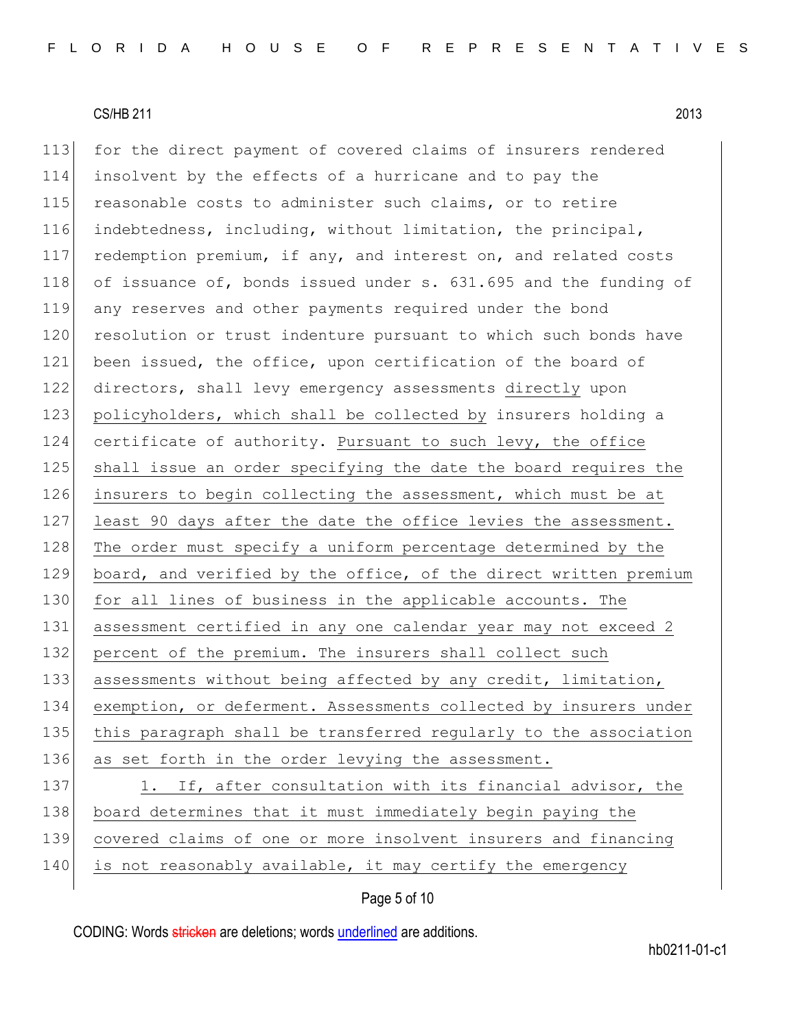113 for the direct payment of covered claims of insurers rendered
114 insolvent by the effects of a hurricane and to pay the
115 reasonable costs to administer such claims, or to retire
116 indebtedness, including, without limitation, the principal,
117 redemption premium, if any, and interest on, and related costs
118 of issuance of, bonds issued under s. 631.695 and the funding of
119 any reserves and other payments required under the bond
120 resolution or trust indenture pursuant to which such bonds have
121 been issued, the office, upon certification of the board of
122 directors, shall levy emergency assessments directly upon
123 policyholders, which shall be collected by insurers holding a
124 certificate of authority. Pursuant to such levy, the office
125 shall issue an order specifying the date the board requires the
126 insurers to begin collecting the assessment, which must be at
127 least 90 days after the date the office levies the assessment.
128 The order must specify a uniform percentage determined by the
129 board, and verified by the office, of the direct written premium
130 for all lines of business in the applicable accounts. The
131 assessment certified in any one calendar year may not exceed 2
132 percent of the premium. The insurers shall collect such
133 assessments without being affected by any credit, limitation,
134 exemption, or deferment. Assessments collected by insurers under
135 this paragraph shall be transferred regularly to the association
136 as set forth in the order levying the assessment.
137 1. If, after consultation with its financial advisor, the
138 board determines that it must immediately begin paying the
139 covered claims of one or more insolvent insurers and financing
140 is not reasonably available, it may certify the emergency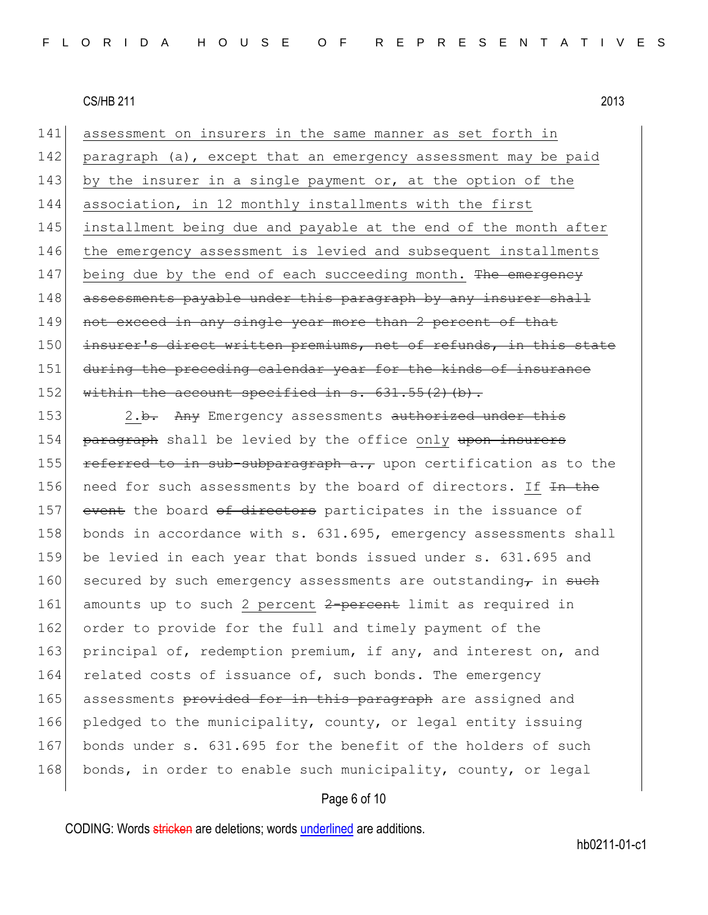141 assessment on insurers in the same manner as set forth in
142 paragraph (a), except that an emergency assessment may be paid
143 by the insurer in a single payment or, at the option of the
144 association, in 12 monthly installments with the first
145 installment being due and payable at the end of the month after
146 the emergency assessment is levied and subsequent installments
147 being due by the end of each succeeding month. ~~The emergency~~
148 ~~assessments payable under this paragraph by any insurer shall~~
149 ~~not exceed in any single year more than 2 percent of that~~
150 ~~insurer's direct written premiums, net of refunds, in this state~~
151 ~~during the preceding calendar year for the kinds of insurance~~
152 ~~within the account specified in s. 631.55(2)(b).~~

153 2.~~b.~~ ~~Any~~ Emergency assessments ~~authorized under this~~
154 ~~paragraph~~ shall be levied by the office only ~~upon insurers~~
155 ~~referred to in sub-subparagraph a.,~~ upon certification as to the
156 need for such assessments by the board of directors. If ~~In the~~
157 ~~event~~ the board ~~of directors~~ participates in the issuance of
158 bonds in accordance with s. 631.695, emergency assessments shall
159 be levied in each year that bonds issued under s. 631.695 and
160 secured by such emergency assessments are outstanding~~,~~ in ~~such~~
161 amounts up to such 2 percent ~~2-percent~~ limit as required in
162 order to provide for the full and timely payment of the
163 principal of, redemption premium, if any, and interest on, and
164 related costs of issuance of, such bonds. The emergency
165 assessments ~~provided for in this paragraph~~ are assigned and
166 pledged to the municipality, county, or legal entity issuing
167 bonds under s. 631.695 for the benefit of the holders of such
168 bonds, in order to enable such municipality, county, or legal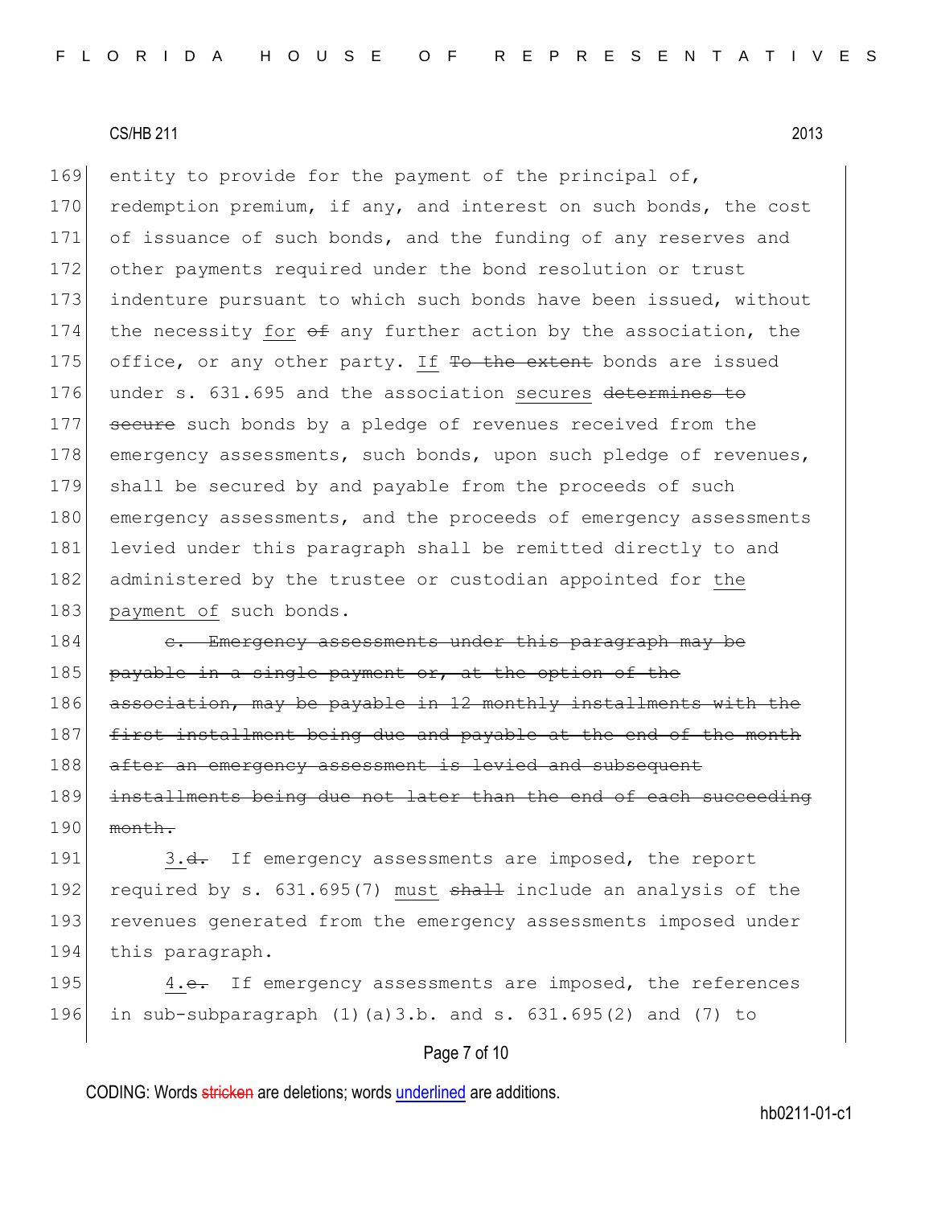169 entity to provide for the payment of the principal of,
170 redemption premium, if any, and interest on such bonds, the cost
171 of issuance of such bonds, and the funding of any reserves and
172 other payments required under the bond resolution or trust
173 indenture pursuant to which such bonds have been issued, without
174 the necessity <u>for</u> ~~of~~ any further action by the association, the
175 office, or any other party. <u>If</u> ~~To the extent~~ bonds are issued
176 under s. 631.695 and the association <u>secures</u> ~~determines to~~
177 ~~secure~~ such bonds by a pledge of revenues received from the
178 emergency assessments, such bonds, upon such pledge of revenues,
179 shall be secured by and payable from the proceeds of such
180 emergency assessments, and the proceeds of emergency assessments
181 levied under this paragraph shall be remitted directly to and
182 administered by the trustee or custodian appointed for <u>the</u>
183 <u>payment of</u> such bonds.

184 ~~c. Emergency assessments under this paragraph may be~~
185 ~~payable in a single payment or, at the option of the~~
186 ~~association, may be payable in 12 monthly installments with the~~
187 ~~first installment being due and payable at the end of the month~~
188 ~~after an emergency assessment is levied and subsequent~~
189 ~~installments being due not later than the end of each succeeding~~
190 ~~month.~~

191 <u>3.</u>~~d.~~ If emergency assessments are imposed, the report
192 required by s. 631.695(7) <u>must</u> ~~shall~~ include an analysis of the
193 revenues generated from the emergency assessments imposed under
194 this paragraph.

195 <u>4.</u>~~e.~~ If emergency assessments are imposed, the references
196 in sub-subparagraph (1)(a)3.b. and s. 631.695(2) and (7) to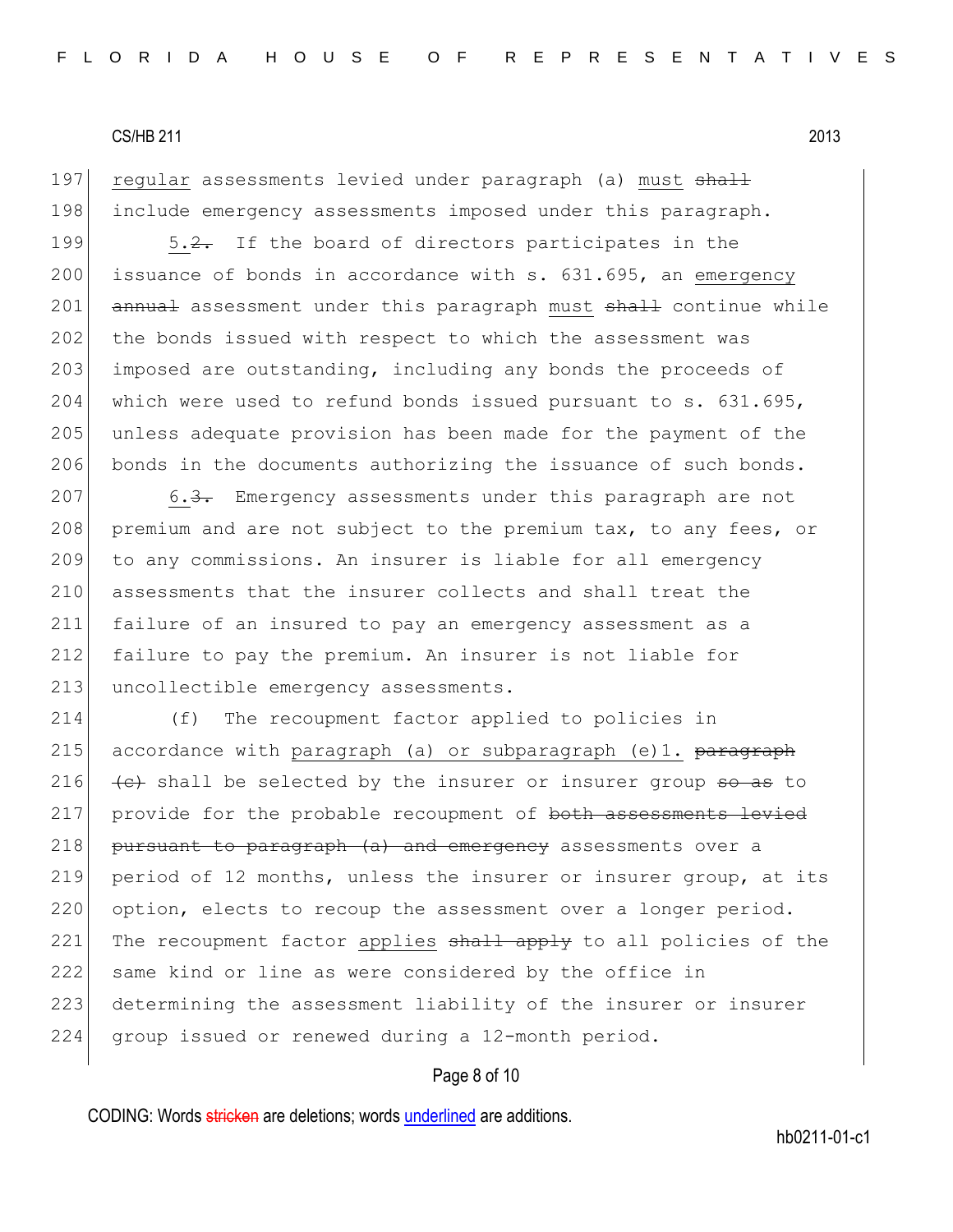regular assessments levied under paragraph (a) must ~~shall~~ include emergency assessments imposed under this paragraph.

5.~~2.~~ If the board of directors participates in the issuance of bonds in accordance with s. 631.695, an emergency ~~annual~~ assessment under this paragraph must ~~shall~~ continue while the bonds issued with respect to which the assessment was imposed are outstanding, including any bonds the proceeds of which were used to refund bonds issued pursuant to s. 631.695, unless adequate provision has been made for the payment of the bonds in the documents authorizing the issuance of such bonds.

6.~~3.~~ Emergency assessments under this paragraph are not premium and are not subject to the premium tax, to any fees, or to any commissions. An insurer is liable for all emergency assessments that the insurer collects and shall treat the failure of an insured to pay an emergency assessment as a failure to pay the premium. An insurer is not liable for uncollectible emergency assessments.

(f) The recoupment factor applied to policies in accordance with paragraph (a) or subparagraph (e)1. ~~paragraph (e)~~ shall be selected by the insurer or insurer group ~~so as~~ to provide for the probable recoupment of ~~both assessments levied pursuant to paragraph (a) and emergency~~ assessments over a period of 12 months, unless the insurer or insurer group, at its option, elects to recoup the assessment over a longer period. The recoupment factor applies ~~shall apply~~ to all policies of the same kind or line as were considered by the office in determining the assessment liability of the insurer or insurer group issued or renewed during a 12-month period.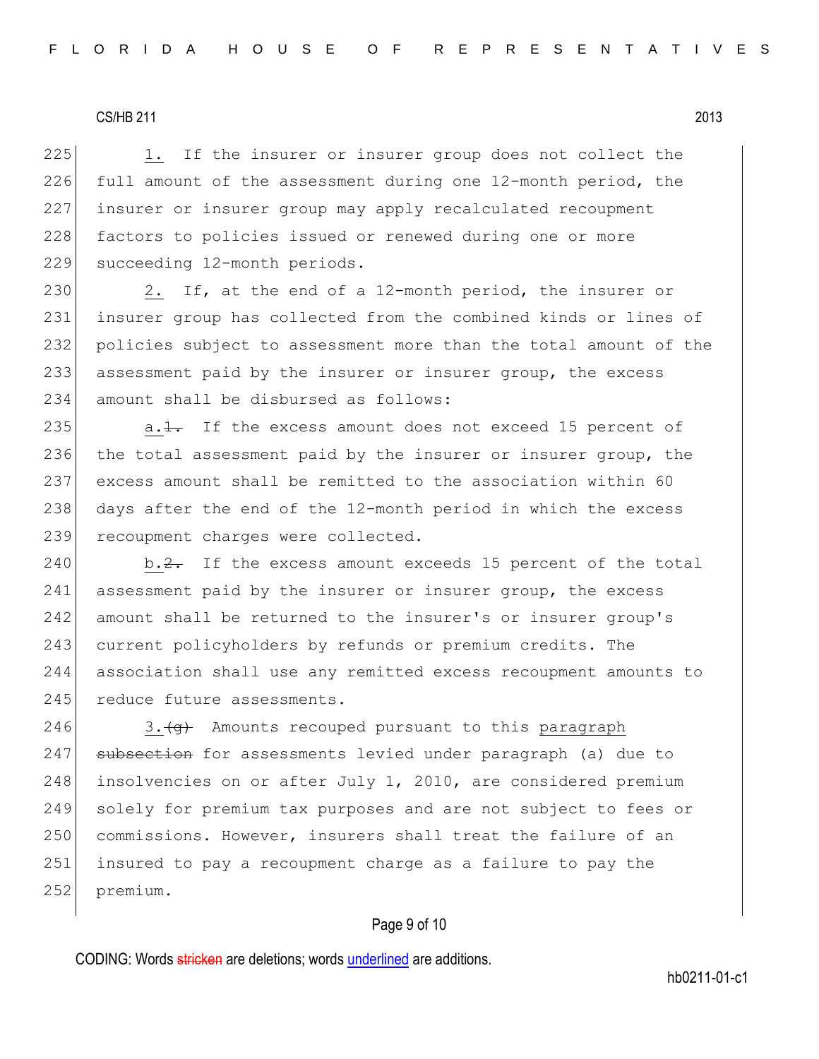1. If the insurer or insurer group does not collect the full amount of the assessment during one 12-month period, the insurer or insurer group may apply recalculated recoupment factors to policies issued or renewed during one or more succeeding 12-month periods.

2. If, at the end of a 12-month period, the insurer or insurer group has collected from the combined kinds or lines of policies subject to assessment more than the total amount of the assessment paid by the insurer or insurer group, the excess amount shall be disbursed as follows:

a.~~1.~~ If the excess amount does not exceed 15 percent of the total assessment paid by the insurer or insurer group, the excess amount shall be remitted to the association within 60 days after the end of the 12-month period in which the excess recoupment charges were collected.

b.~~2.~~ If the excess amount exceeds 15 percent of the total assessment paid by the insurer or insurer group, the excess amount shall be returned to the insurer's or insurer group's current policyholders by refunds or premium credits. The association shall use any remitted excess recoupment amounts to reduce future assessments.

3.~~(g)~~ Amounts recouped pursuant to this paragraph ~~subsection~~ for assessments levied under paragraph (a) due to insolvencies on or after July 1, 2010, are considered premium solely for premium tax purposes and are not subject to fees or commissions. However, insurers shall treat the failure of an insured to pay a recoupment charge as a failure to pay the premium.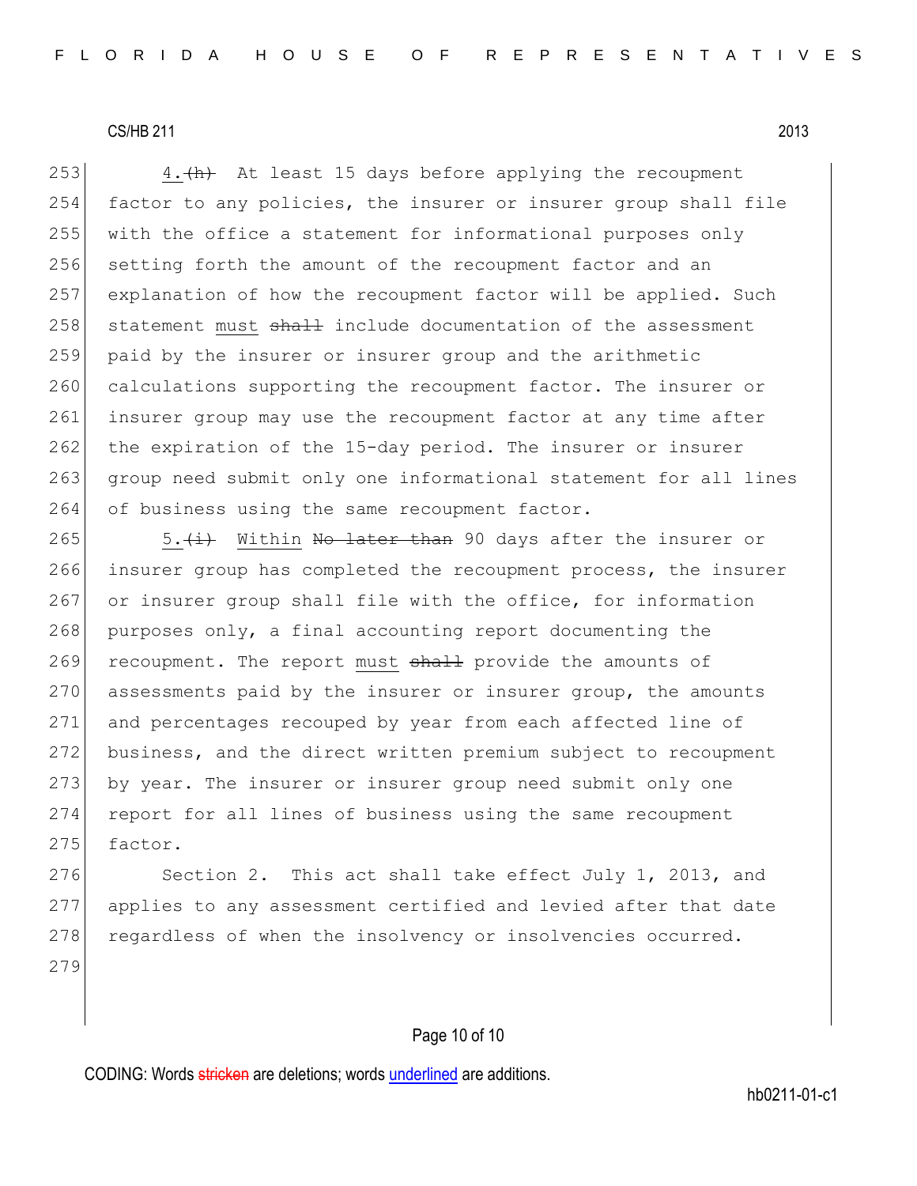4.~~(h)~~ At least 15 days before applying the recoupment factor to any policies, the insurer or insurer group shall file with the office a statement for informational purposes only setting forth the amount of the recoupment factor and an explanation of how the recoupment factor will be applied. Such statement <u>must</u> ~~shall~~ include documentation of the assessment paid by the insurer or insurer group and the arithmetic calculations supporting the recoupment factor. The insurer or insurer group may use the recoupment factor at any time after the expiration of the 15-day period. The insurer or insurer group need submit only one informational statement for all lines of business using the same recoupment factor.

5.~~(i)~~ <u>Within</u> ~~No later than~~ 90 days after the insurer or insurer group has completed the recoupment process, the insurer or insurer group shall file with the office, for information purposes only, a final accounting report documenting the recoupment. The report <u>must</u> ~~shall~~ provide the amounts of assessments paid by the insurer or insurer group, the amounts and percentages recouped by year from each affected line of business, and the direct written premium subject to recoupment by year. The insurer or insurer group need submit only one report for all lines of business using the same recoupment factor.

Section 2. This act shall take effect July 1, 2013, and applies to any assessment certified and levied after that date regardless of when the insolvency or insolvencies occurred.

CODING: Words ~~stricken~~ are deletions; words <u>underlined</u> are additions.